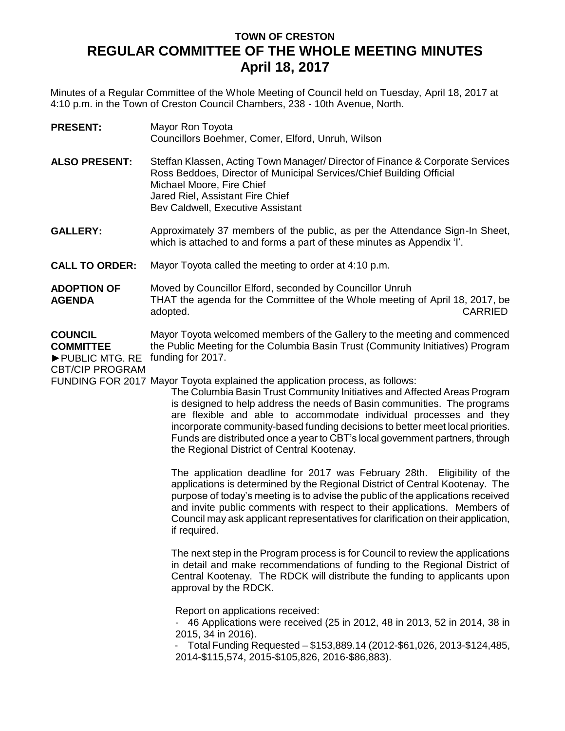# TOWN OF CRESTON
## REGULAR COMMITTEE OF THE WHOLE MEETING MINUTES
## April 18, 2017

Minutes of a Regular Committee of the Whole Meeting of Council held on Tuesday, April 18, 2017 at 4:10 p.m. in the Town of Creston Council Chambers, 238 - 10th Avenue, North.

**PRESENT:** Mayor Ron Toyota
Councillors Boehmer, Comer, Elford, Unruh, Wilson

**ALSO PRESENT:** Steffan Klassen, Acting Town Manager/ Director of Finance & Corporate Services
Ross Beddoes, Director of Municipal Services/Chief Building Official
Michael Moore, Fire Chief
Jared Riel, Assistant Fire Chief
Bev Caldwell, Executive Assistant

**GALLERY:** Approximately 37 members of the public, as per the Attendance Sign-In Sheet, which is attached to and forms a part of these minutes as Appendix 'I'.

**CALL TO ORDER:** Mayor Toyota called the meeting to order at 4:10 p.m.

**ADOPTION OF AGENDA**

Moved by Councillor Elford, seconded by Councillor Unruh
THAT the agenda for the Committee of the Whole meeting of April 18, 2017, be adopted. CARRIED

**COUNCIL COMMITTEE**
►PUBLIC MTG. RE CBT/CIP PROGRAM FUNDING FOR 2017

Mayor Toyota welcomed members of the Gallery to the meeting and commenced the Public Meeting for the Columbia Basin Trust (Community Initiatives) Program funding for 2017.

Mayor Toyota explained the application process, as follows:

The Columbia Basin Trust Community Initiatives and Affected Areas Program is designed to help address the needs of Basin communities. The programs are flexible and able to accommodate individual processes and they incorporate community-based funding decisions to better meet local priorities. Funds are distributed once a year to CBT's local government partners, through the Regional District of Central Kootenay.

The application deadline for 2017 was February 28th. Eligibility of the applications is determined by the Regional District of Central Kootenay. The purpose of today's meeting is to advise the public of the applications received and invite public comments with respect to their applications. Members of Council may ask applicant representatives for clarification on their application, if required.

The next step in the Program process is for Council to review the applications in detail and make recommendations of funding to the Regional District of Central Kootenay. The RDCK will distribute the funding to applicants upon approval by the RDCK.

Report on applications received:

- 46 Applications were received (25 in 2012, 48 in 2013, 52 in 2014, 38 in 2015, 34 in 2016).
- Total Funding Requested – $153,889.14 (2012-$61,026, 2013-$124,485, 2014-$115,574, 2015-$105,826, 2016-$86,883).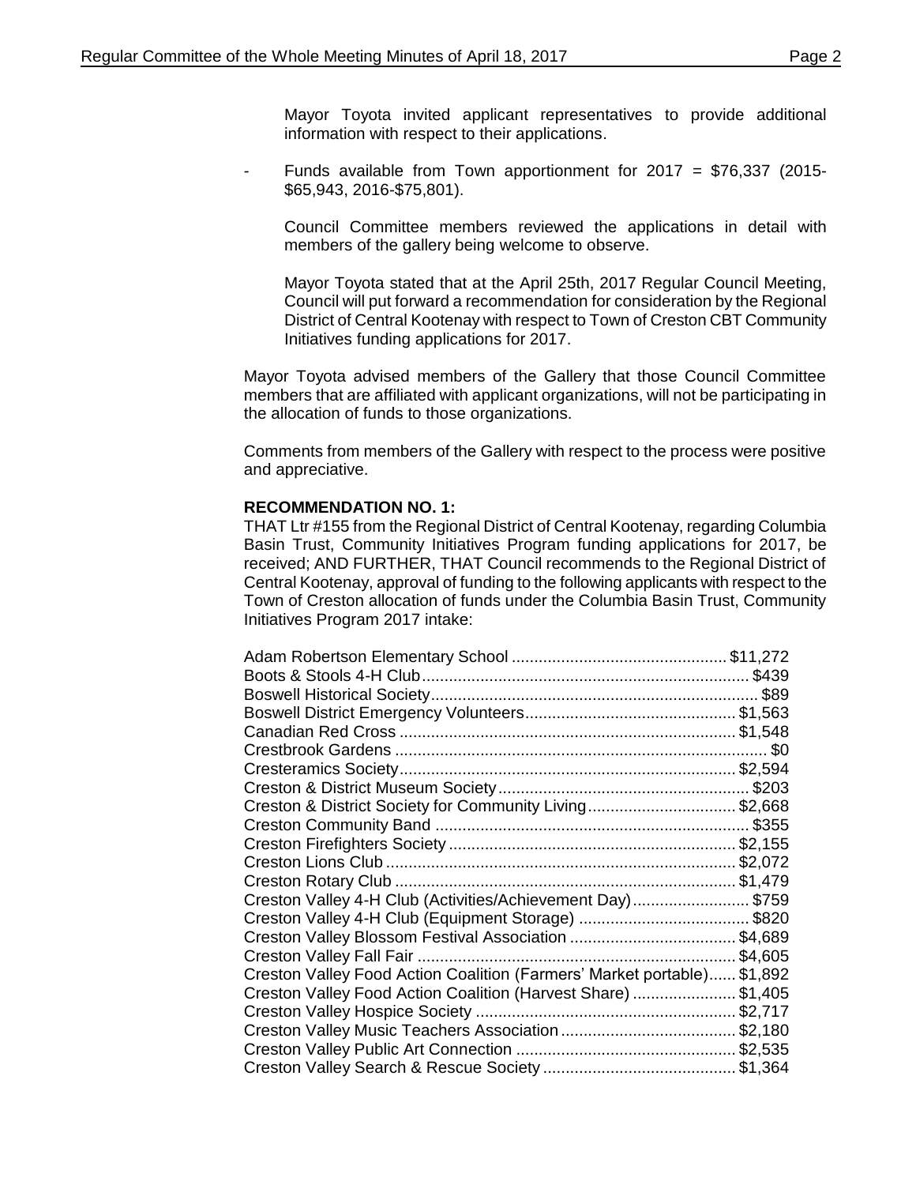Mayor Toyota invited applicant representatives to provide additional information with respect to their applications.

- Funds available from Town apportionment for 2017 = $76,337 (2015-$65,943, 2016-$75,801).

  Council Committee members reviewed the applications in detail with members of the gallery being welcome to observe.

  Mayor Toyota stated that at the April 25th, 2017 Regular Council Meeting, Council will put forward a recommendation for consideration by the Regional District of Central Kootenay with respect to Town of Creston CBT Community Initiatives funding applications for 2017.

Mayor Toyota advised members of the Gallery that those Council Committee members that are affiliated with applicant organizations, will not be participating in the allocation of funds to those organizations.

Comments from members of the Gallery with respect to the process were positive and appreciative.

**RECOMMENDATION NO. 1:**
THAT Ltr #155 from the Regional District of Central Kootenay, regarding Columbia Basin Trust, Community Initiatives Program funding applications for 2017, be received; AND FURTHER, THAT Council recommends to the Regional District of Central Kootenay, approval of funding to the following applicants with respect to the Town of Creston allocation of funds under the Columbia Basin Trust, Community Initiatives Program 2017 intake:

| Applicant | Amount |
|---|---|
| Adam Robertson Elementary School | $11,272 |
| Boots & Stools 4-H Club | $439 |
| Boswell Historical Society | $89 |
| Boswell District Emergency Volunteers | $1,563 |
| Canadian Red Cross | $1,548 |
| Crestbrook Gardens | $0 |
| Cresteramics Society | $2,594 |
| Creston & District Museum Society | $203 |
| Creston & District Society for Community Living | $2,668 |
| Creston Community Band | $355 |
| Creston Firefighters Society | $2,155 |
| Creston Lions Club | $2,072 |
| Creston Rotary Club | $1,479 |
| Creston Valley 4-H Club (Activities/Achievement Day) | $759 |
| Creston Valley 4-H Club (Equipment Storage) | $820 |
| Creston Valley Blossom Festival Association | $4,689 |
| Creston Valley Fall Fair | $4,605 |
| Creston Valley Food Action Coalition (Farmers' Market portable) | $1,892 |
| Creston Valley Food Action Coalition (Harvest Share) | $1,405 |
| Creston Valley Hospice Society | $2,717 |
| Creston Valley Music Teachers Association | $2,180 |
| Creston Valley Public Art Connection | $2,535 |
| Creston Valley Search & Rescue Society | $1,364 |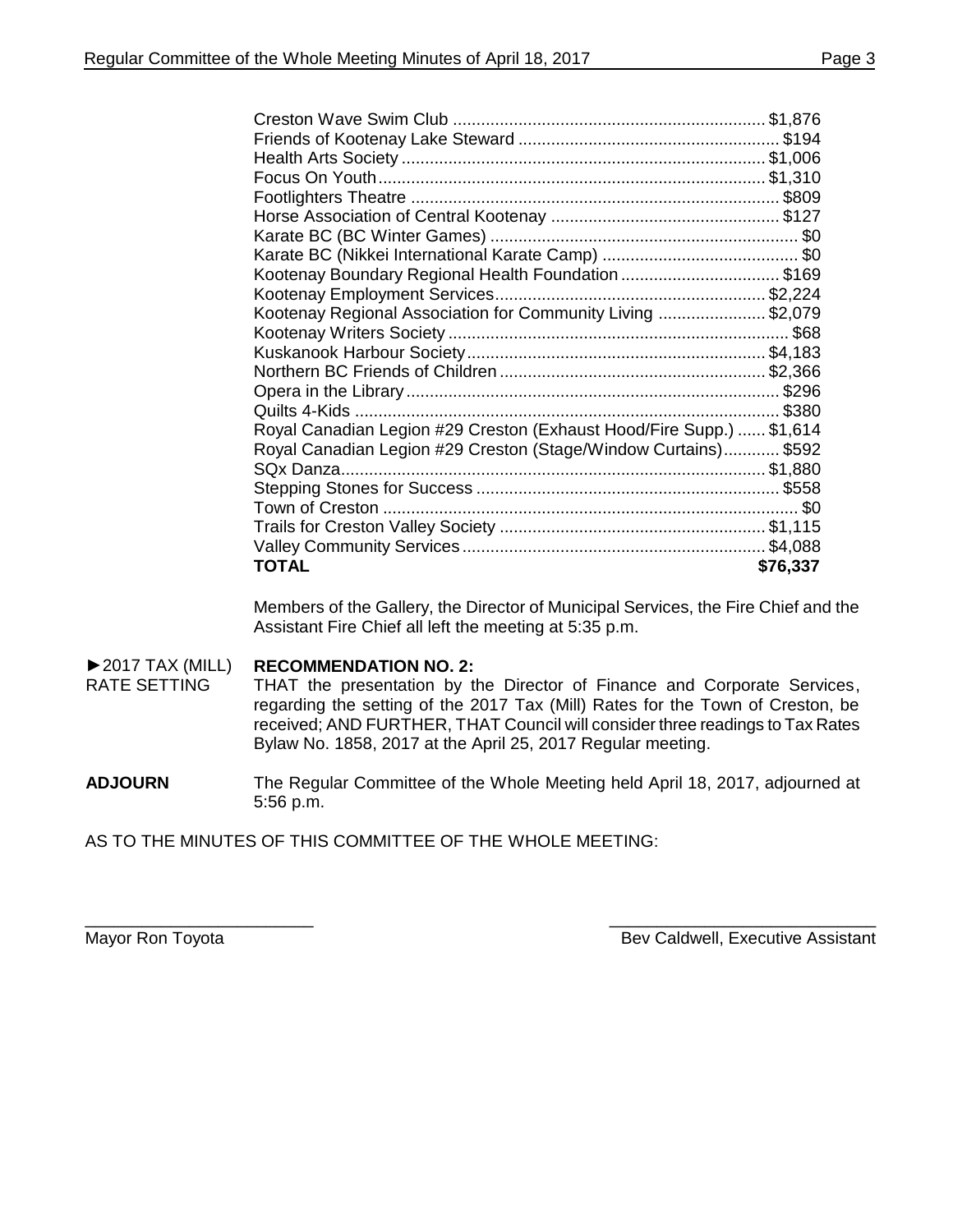| | |
|---|---|
| Creston Wave Swim Club | $1,876 |
| Friends of Kootenay Lake Steward | $194 |
| Health Arts Society | $1,006 |
| Focus On Youth | $1,310 |
| Footlighters Theatre | $809 |
| Horse Association of Central Kootenay | $127 |
| Karate BC (BC Winter Games) | $0 |
| Karate BC (Nikkei International Karate Camp) | $0 |
| Kootenay Boundary Regional Health Foundation | $169 |
| Kootenay Employment Services | $2,224 |
| Kootenay Regional Association for Community Living | $2,079 |
| Kootenay Writers Society | $68 |
| Kuskanook Harbour Society | $4,183 |
| Northern BC Friends of Children | $2,366 |
| Opera in the Library | $296 |
| Quilts 4-Kids | $380 |
| Royal Canadian Legion #29 Creston (Exhaust Hood/Fire Supp.) | $1,614 |
| Royal Canadian Legion #29 Creston (Stage/Window Curtains) | $592 |
| SQx Danza | $1,880 |
| Stepping Stones for Success | $558 |
| Town of Creston | $0 |
| Trails for Creston Valley Society | $1,115 |
| Valley Community Services | $4,088 |
| **TOTAL** | **$76,337** |

Members of the Gallery, the Director of Municipal Services, the Fire Chief and the Assistant Fire Chief all left the meeting at 5:35 p.m.

►2017 TAX (MILL) RATE SETTING

**RECOMMENDATION NO. 2:**
THAT the presentation by the Director of Finance and Corporate Services, regarding the setting of the 2017 Tax (Mill) Rates for the Town of Creston, be received; AND FURTHER, THAT Council will consider three readings to Tax Rates Bylaw No. 1858, 2017 at the April 25, 2017 Regular meeting.

**ADJOURN**

The Regular Committee of the Whole Meeting held April 18, 2017, adjourned at 5:56 p.m.

AS TO THE MINUTES OF THIS COMMITTEE OF THE WHOLE MEETING:

\_\_\_\_\_\_\_\_\_\_\_\_\_\_\_\_\_\_\_\_\_\_\_\_
Mayor Ron Toyota

\_\_\_\_\_\_\_\_\_\_\_\_\_\_\_\_\_\_\_\_\_\_\_\_
Bev Caldwell, Executive Assistant